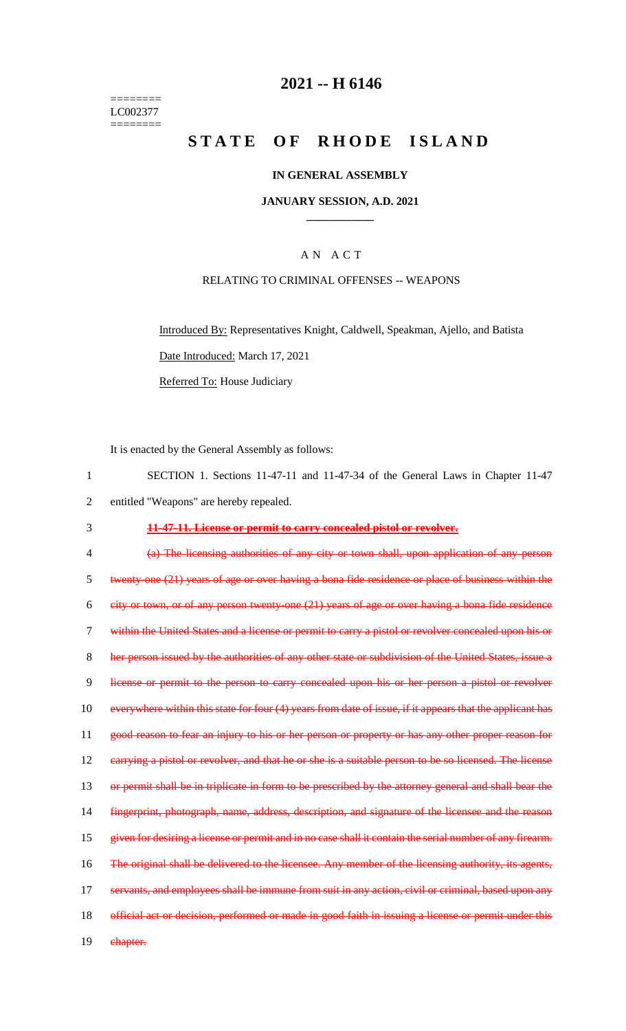========
LC002377
========

# 2021 -- H 6146

# STATE OF RHODE ISLAND

## IN GENERAL ASSEMBLY

### JANUARY SESSION, A.D. 2021

____________

AN ACT

RELATING TO CRIMINAL OFFENSES -- WEAPONS

Introduced By: Representatives Knight, Caldwell, Speakman, Ajello, and Batista

Date Introduced: March 17, 2021

Referred To: House Judiciary

It is enacted by the General Assembly as follows:

1 SECTION 1. Sections 11-47-11 and 11-47-34 of the General Laws in Chapter 11-47
2 entitled "Weapons" are hereby repealed.

3 ~~**11-47-11. License or permit to carry concealed pistol or revolver.**~~

4 ~~(a) The licensing authorities of any city or town shall, upon application of any person~~
5 ~~twenty-one (21) years of age or over having a bona fide residence or place of business within the~~
6 ~~city or town, or of any person twenty-one (21) years of age or over having a bona fide residence~~
7 ~~within the United States and a license or permit to carry a pistol or revolver concealed upon his or~~
8 ~~her person issued by the authorities of any other state or subdivision of the United States, issue a~~
9 ~~license or permit to the person to carry concealed upon his or her person a pistol or revolver~~
10 ~~everywhere within this state for four (4) years from date of issue, if it appears that the applicant has~~
11 ~~good reason to fear an injury to his or her person or property or has any other proper reason for~~
12 ~~carrying a pistol or revolver, and that he or she is a suitable person to be so licensed. The license~~
13 ~~or permit shall be in triplicate in form to be prescribed by the attorney general and shall bear the~~
14 ~~fingerprint, photograph, name, address, description, and signature of the licensee and the reason~~
15 ~~given for desiring a license or permit and in no case shall it contain the serial number of any firearm.~~
16 ~~The original shall be delivered to the licensee. Any member of the licensing authority, its agents,~~
17 ~~servants, and employees shall be immune from suit in any action, civil or criminal, based upon any~~
18 ~~official act or decision, performed or made in good faith in issuing a license or permit under this~~
19 ~~chapter.~~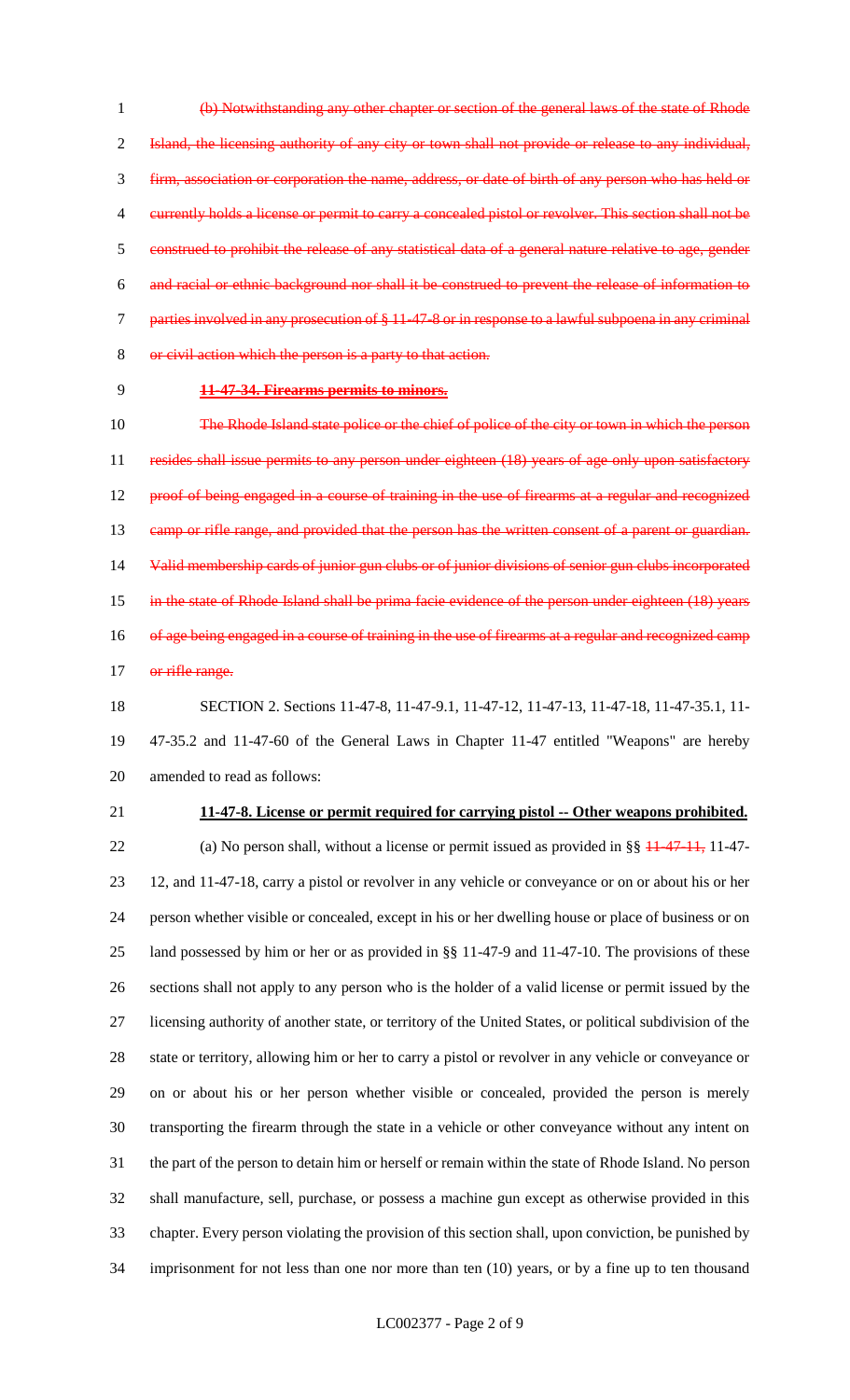~~(b) Notwithstanding any other chapter or section of the general laws of the state of Rhode Island, the licensing authority of any city or town shall not provide or release to any individual, firm, association or corporation the name, address, or date of birth of any person who has held or currently holds a license or permit to carry a concealed pistol or revolver. This section shall not be construed to prohibit the release of any statistical data of a general nature relative to age, gender and racial or ethnic background nor shall it be construed to prevent the release of information to parties involved in any prosecution of § 11-47-8 or in response to a lawful subpoena in any criminal or civil action which the person is a party to that action.~~

~~**11-47-34. Firearms permits to minors.**~~

~~The Rhode Island state police or the chief of police of the city or town in which the person resides shall issue permits to any person under eighteen (18) years of age only upon satisfactory proof of being engaged in a course of training in the use of firearms at a regular and recognized camp or rifle range, and provided that the person has the written consent of a parent or guardian. Valid membership cards of junior gun clubs or of junior divisions of senior gun clubs incorporated in the state of Rhode Island shall be prima facie evidence of the person under eighteen (18) years of age being engaged in a course of training in the use of firearms at a regular and recognized camp or rifle range.~~

SECTION 2. Sections 11-47-8, 11-47-9.1, 11-47-12, 11-47-13, 11-47-18, 11-47-35.1, 11-47-35.2 and 11-47-60 of the General Laws in Chapter 11-47 entitled "Weapons" are hereby amended to read as follows:

**11-47-8. License or permit required for carrying pistol -- Other weapons prohibited.**

(a) No person shall, without a license or permit issued as provided in §§ ~~11-47-11,~~ 11-47-12, and 11-47-18, carry a pistol or revolver in any vehicle or conveyance or on or about his or her person whether visible or concealed, except in his or her dwelling house or place of business or on land possessed by him or her or as provided in §§ 11-47-9 and 11-47-10. The provisions of these sections shall not apply to any person who is the holder of a valid license or permit issued by the licensing authority of another state, or territory of the United States, or political subdivision of the state or territory, allowing him or her to carry a pistol or revolver in any vehicle or conveyance or on or about his or her person whether visible or concealed, provided the person is merely transporting the firearm through the state in a vehicle or other conveyance without any intent on the part of the person to detain him or herself or remain within the state of Rhode Island. No person shall manufacture, sell, purchase, or possess a machine gun except as otherwise provided in this chapter. Every person violating the provision of this section shall, upon conviction, be punished by imprisonment for not less than one nor more than ten (10) years, or by a fine up to ten thousand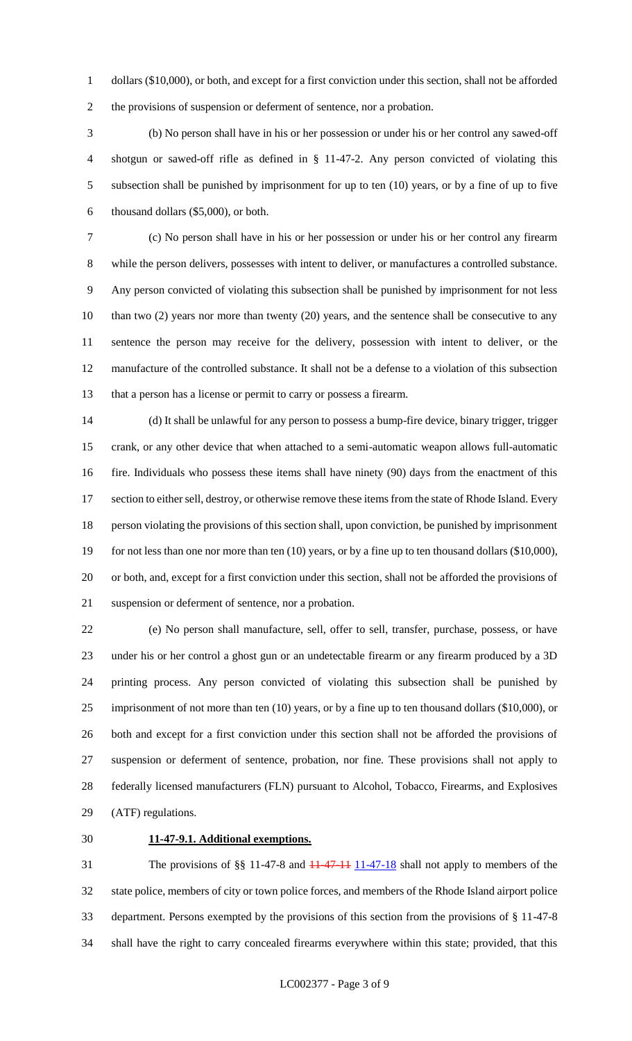dollars ($10,000), or both, and except for a first conviction under this section, shall not be afforded the provisions of suspension or deferment of sentence, nor a probation.

(b) No person shall have in his or her possession or under his or her control any sawed-off shotgun or sawed-off rifle as defined in § 11-47-2. Any person convicted of violating this subsection shall be punished by imprisonment for up to ten (10) years, or by a fine of up to five thousand dollars ($5,000), or both.

(c) No person shall have in his or her possession or under his or her control any firearm while the person delivers, possesses with intent to deliver, or manufactures a controlled substance. Any person convicted of violating this subsection shall be punished by imprisonment for not less than two (2) years nor more than twenty (20) years, and the sentence shall be consecutive to any sentence the person may receive for the delivery, possession with intent to deliver, or the manufacture of the controlled substance. It shall not be a defense to a violation of this subsection that a person has a license or permit to carry or possess a firearm.

(d) It shall be unlawful for any person to possess a bump-fire device, binary trigger, trigger crank, or any other device that when attached to a semi-automatic weapon allows full-automatic fire. Individuals who possess these items shall have ninety (90) days from the enactment of this section to either sell, destroy, or otherwise remove these items from the state of Rhode Island. Every person violating the provisions of this section shall, upon conviction, be punished by imprisonment for not less than one nor more than ten (10) years, or by a fine up to ten thousand dollars ($10,000), or both, and, except for a first conviction under this section, shall not be afforded the provisions of suspension or deferment of sentence, nor a probation.

(e) No person shall manufacture, sell, offer to sell, transfer, purchase, possess, or have under his or her control a ghost gun or an undetectable firearm or any firearm produced by a 3D printing process. Any person convicted of violating this subsection shall be punished by imprisonment of not more than ten (10) years, or by a fine up to ten thousand dollars ($10,000), or both and except for a first conviction under this section shall not be afforded the provisions of suspension or deferment of sentence, probation, nor fine. These provisions shall not apply to federally licensed manufacturers (FLN) pursuant to Alcohol, Tobacco, Firearms, and Explosives (ATF) regulations.

**11-47-9.1. Additional exemptions.**

The provisions of §§ 11-47-8 and ~~11-47-11~~ 11-47-18 shall not apply to members of the state police, members of city or town police forces, and members of the Rhode Island airport police department. Persons exempted by the provisions of this section from the provisions of § 11-47-8 shall have the right to carry concealed firearms everywhere within this state; provided, that this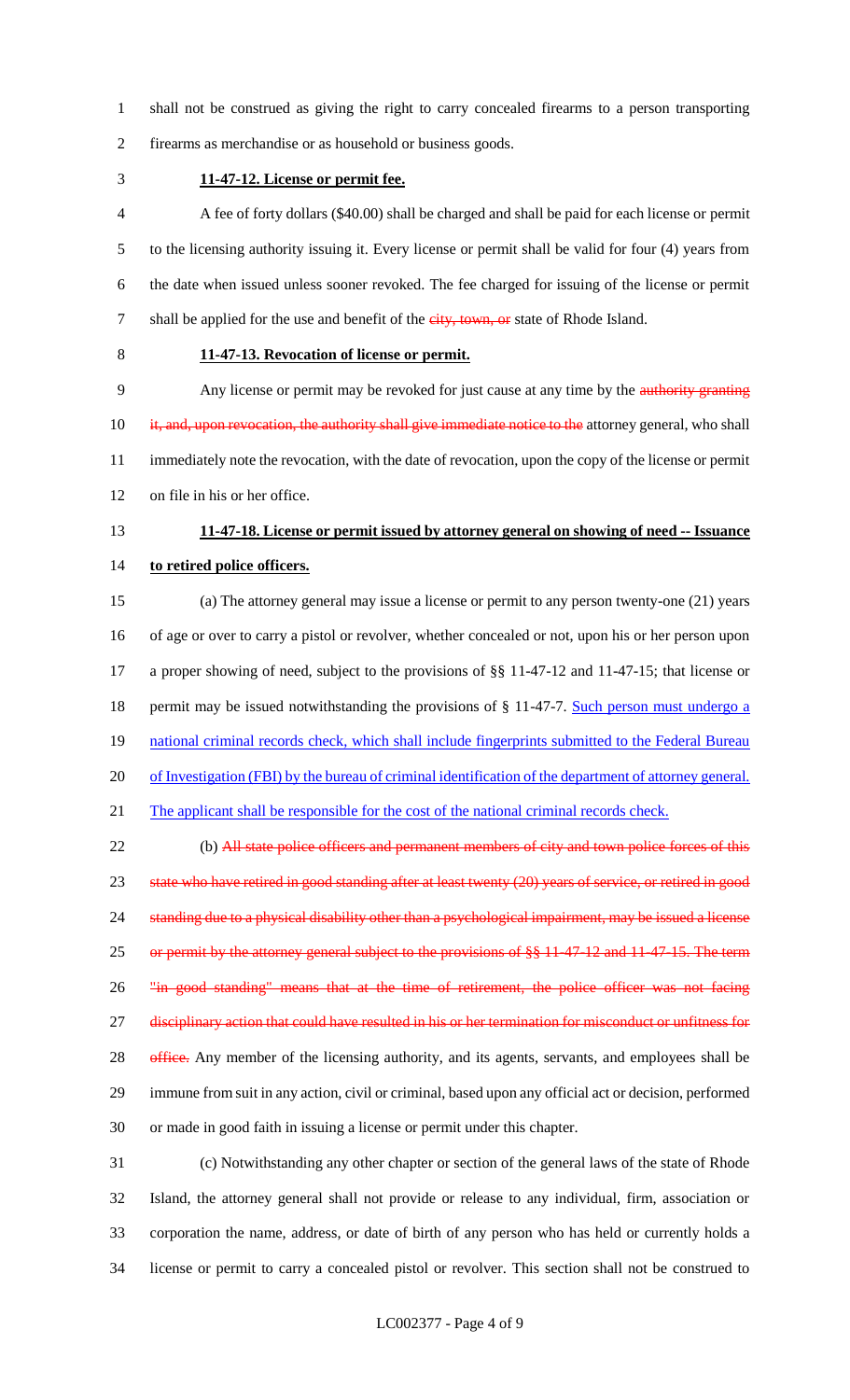shall not be construed as giving the right to carry concealed firearms to a person transporting firearms as merchandise or as household or business goods.

**11-47-12. License or permit fee.**

A fee of forty dollars ($40.00) shall be charged and shall be paid for each license or permit to the licensing authority issuing it. Every license or permit shall be valid for four (4) years from the date when issued unless sooner revoked. The fee charged for issuing of the license or permit shall be applied for the use and benefit of the ~~city, town, or~~ state of Rhode Island.

**11-47-13. Revocation of license or permit.**

Any license or permit may be revoked for just cause at any time by the ~~authority granting it, and, upon revocation, the authority shall give immediate notice to the~~ attorney general, who shall immediately note the revocation, with the date of revocation, upon the copy of the license or permit on file in his or her office.

**11-47-18. License or permit issued by attorney general on showing of need -- Issuance to retired police officers.**

(a) The attorney general may issue a license or permit to any person twenty-one (21) years of age or over to carry a pistol or revolver, whether concealed or not, upon his or her person upon a proper showing of need, subject to the provisions of §§ 11-47-12 and 11-47-15; that license or permit may be issued notwithstanding the provisions of § 11-47-7. <u>Such person must undergo a national criminal records check, which shall include fingerprints submitted to the Federal Bureau of Investigation (FBI) by the bureau of criminal identification of the department of attorney general. The applicant shall be responsible for the cost of the national criminal records check.</u>

(b) ~~All state police officers and permanent members of city and town police forces of this state who have retired in good standing after at least twenty (20) years of service, or retired in good standing due to a physical disability other than a psychological impairment, may be issued a license or permit by the attorney general subject to the provisions of §§ 11-47-12 and 11-47-15. The term "in good standing" means that at the time of retirement, the police officer was not facing disciplinary action that could have resulted in his or her termination for misconduct or unfitness for office.~~ Any member of the licensing authority, and its agents, servants, and employees shall be immune from suit in any action, civil or criminal, based upon any official act or decision, performed or made in good faith in issuing a license or permit under this chapter.

(c) Notwithstanding any other chapter or section of the general laws of the state of Rhode Island, the attorney general shall not provide or release to any individual, firm, association or corporation the name, address, or date of birth of any person who has held or currently holds a license or permit to carry a concealed pistol or revolver. This section shall not be construed to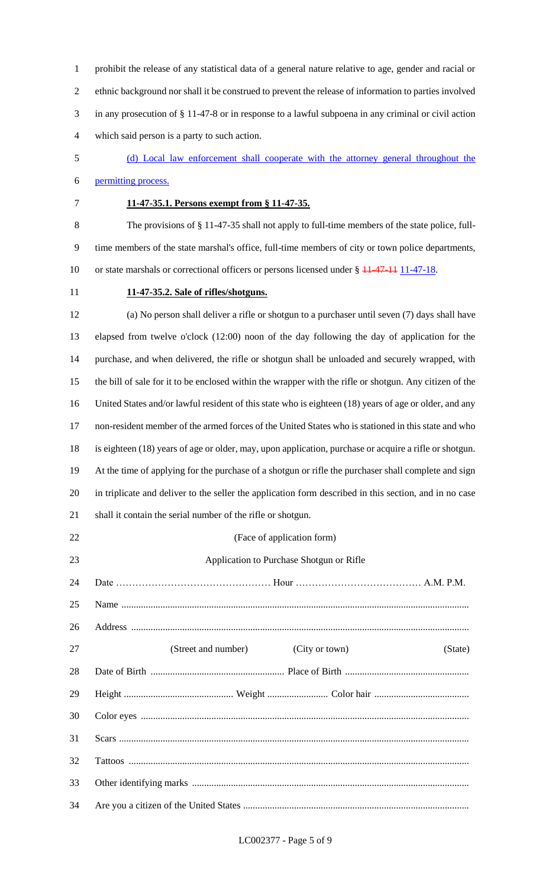prohibit the release of any statistical data of a general nature relative to age, gender and racial or ethnic background nor shall it be construed to prevent the release of information to parties involved in any prosecution of § 11-47-8 or in response to a lawful subpoena in any criminal or civil action which said person is a party to such action.

<u>(d) Local law enforcement shall cooperate with the attorney general throughout the permitting process.</u>

**<u>11-47-35.1. Persons exempt from § 11-47-35.</u>**

The provisions of § 11-47-35 shall not apply to full-time members of the state police, full-time members of the state marshal's office, full-time members of city or town police departments, or state marshals or correctional officers or persons licensed under § ~~11-47-11~~ <u>11-47-18</u>.

**<u>11-47-35.2. Sale of rifles/shotguns.</u>**

(a) No person shall deliver a rifle or shotgun to a purchaser until seven (7) days shall have elapsed from twelve o'clock (12:00) noon of the day following the day of application for the purchase, and when delivered, the rifle or shotgun shall be unloaded and securely wrapped, with the bill of sale for it to be enclosed within the wrapper with the rifle or shotgun. Any citizen of the United States and/or lawful resident of this state who is eighteen (18) years of age or older, and any non-resident member of the armed forces of the United States who is stationed in this state and who is eighteen (18) years of age or older, may, upon application, purchase or acquire a rifle or shotgun. At the time of applying for the purchase of a shotgun or rifle the purchaser shall complete and sign in triplicate and deliver to the seller the application form described in this section, and in no case shall it contain the serial number of the rifle or shotgun.

(Face of application form)

Application to Purchase Shotgun or Rifle

Date ………………………………………… Hour ………………………………… A.M. P.M.

Name ........................................................................................................................................

Address ....................................................................................................................................

(Street and number) (City or town) (State)

Date of Birth ....................................................... Place of Birth ..................................................

Height ............................................ Weight ......................... Color hair .......................................

Color eyes .................................................................................................................................

Scars .........................................................................................................................................

Tattoos ......................................................................................................................................

Other identifying marks ..............................................................................................................

Are you a citizen of the United States ............................................................................................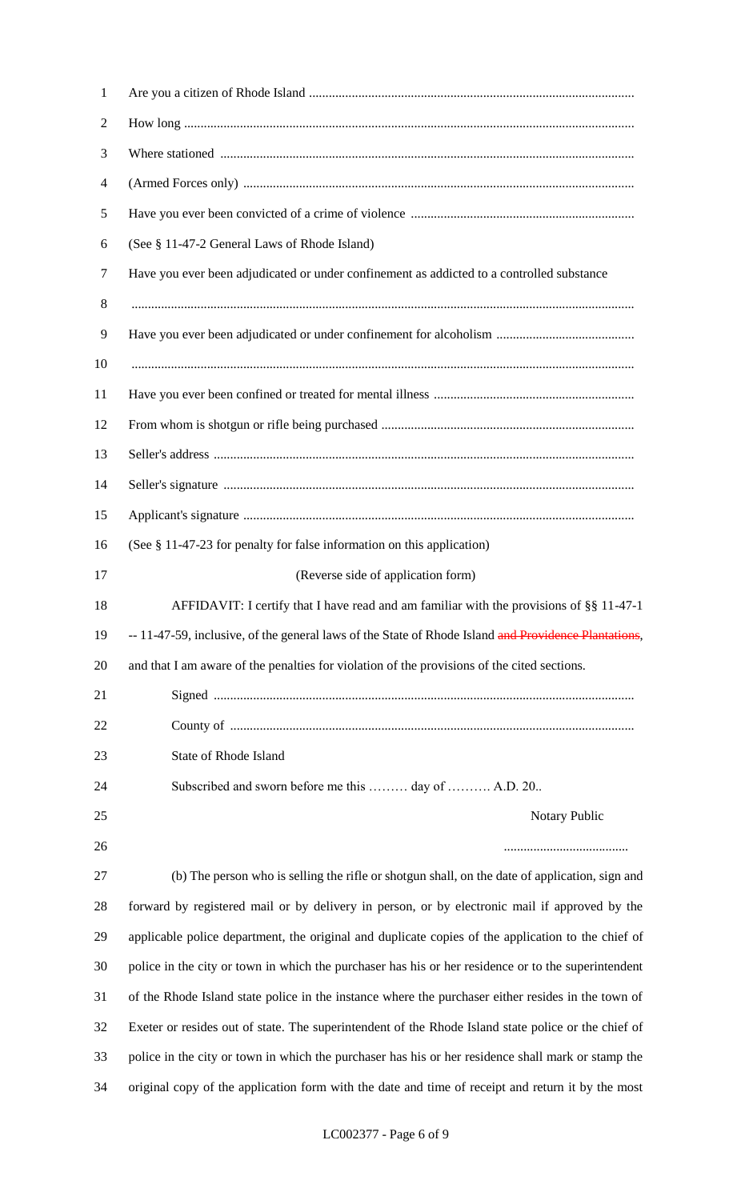Are you a citizen of Rhode Island ..................................................................................................

How long ........................................................................................................................................

Where stationed ............................................................................................................................

(Armed Forces only) .....................................................................................................................

Have you ever been convicted of a crime of violence ...................................................................

(See § 11-47-2 General Laws of Rhode Island)

Have you ever been adjudicated or under confinement as addicted to a controlled substance

.......................................................................................................................................................

Have you ever been adjudicated or under confinement for alcoholism ..........................................

.......................................................................................................................................................

Have you ever been confined or treated for mental illness ............................................................

From whom is shotgun or rifle being purchased ............................................................................

Seller's address ...............................................................................................................................

Seller's signature ............................................................................................................................

Applicant's signature ......................................................................................................................

(See § 11-47-23 for penalty for false information on this application)

(Reverse side of application form)

AFFIDAVIT: I certify that I have read and am familiar with the provisions of §§ 11-47-1 -- 11-47-59, inclusive, of the general laws of the State of Rhode Island ~~and Providence Plantations~~, and that I am aware of the penalties for violation of the provisions of the cited sections.

Signed ...............................................................................................................

County of ..........................................................................................................

State of Rhode Island

Subscribed and sworn before me this ......... day of .......... A.D. 20..

Notary Public

......................................

(b) The person who is selling the rifle or shotgun shall, on the date of application, sign and forward by registered mail or by delivery in person, or by electronic mail if approved by the applicable police department, the original and duplicate copies of the application to the chief of police in the city or town in which the purchaser has his or her residence or to the superintendent of the Rhode Island state police in the instance where the purchaser either resides in the town of Exeter or resides out of state. The superintendent of the Rhode Island state police or the chief of police in the city or town in which the purchaser has his or her residence shall mark or stamp the original copy of the application form with the date and time of receipt and return it by the most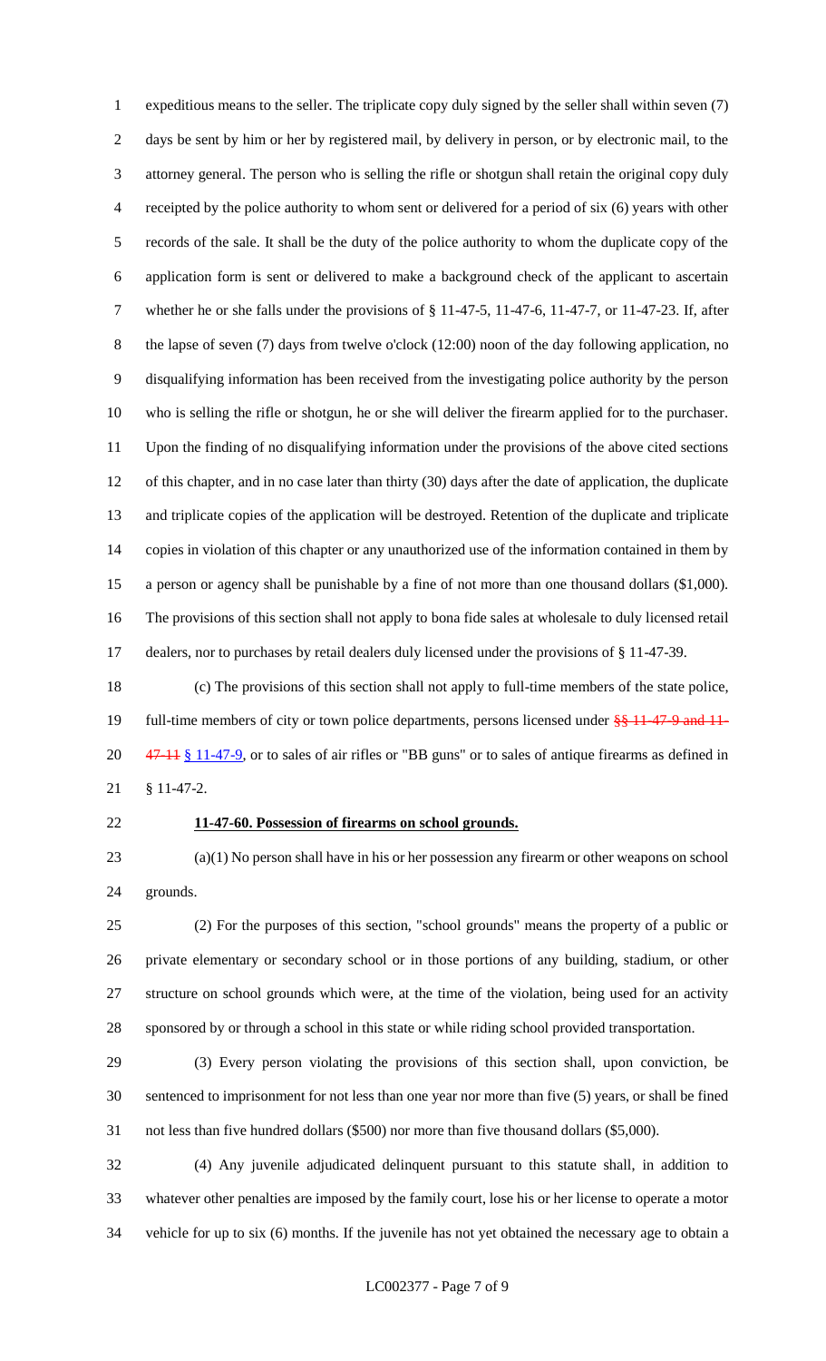expeditious means to the seller. The triplicate copy duly signed by the seller shall within seven (7) days be sent by him or her by registered mail, by delivery in person, or by electronic mail, to the attorney general. The person who is selling the rifle or shotgun shall retain the original copy duly receipted by the police authority to whom sent or delivered for a period of six (6) years with other records of the sale. It shall be the duty of the police authority to whom the duplicate copy of the application form is sent or delivered to make a background check of the applicant to ascertain whether he or she falls under the provisions of § 11-47-5, 11-47-6, 11-47-7, or 11-47-23. If, after the lapse of seven (7) days from twelve o'clock (12:00) noon of the day following application, no disqualifying information has been received from the investigating police authority by the person who is selling the rifle or shotgun, he or she will deliver the firearm applied for to the purchaser. Upon the finding of no disqualifying information under the provisions of the above cited sections of this chapter, and in no case later than thirty (30) days after the date of application, the duplicate and triplicate copies of the application will be destroyed. Retention of the duplicate and triplicate copies in violation of this chapter or any unauthorized use of the information contained in them by a person or agency shall be punishable by a fine of not more than one thousand dollars ($1,000). The provisions of this section shall not apply to bona fide sales at wholesale to duly licensed retail dealers, nor to purchases by retail dealers duly licensed under the provisions of § 11-47-39.

(c) The provisions of this section shall not apply to full-time members of the state police, full-time members of city or town police departments, persons licensed under ~~§§ 11-47-9 and 11-47-11~~ § 11-47-9, or to sales of air rifles or "BB guns" or to sales of antique firearms as defined in § 11-47-2.

**11-47-60. Possession of firearms on school grounds.**

(a)(1) No person shall have in his or her possession any firearm or other weapons on school grounds.

(2) For the purposes of this section, "school grounds" means the property of a public or private elementary or secondary school or in those portions of any building, stadium, or other structure on school grounds which were, at the time of the violation, being used for an activity sponsored by or through a school in this state or while riding school provided transportation.

(3) Every person violating the provisions of this section shall, upon conviction, be sentenced to imprisonment for not less than one year nor more than five (5) years, or shall be fined not less than five hundred dollars ($500) nor more than five thousand dollars ($5,000).

(4) Any juvenile adjudicated delinquent pursuant to this statute shall, in addition to whatever other penalties are imposed by the family court, lose his or her license to operate a motor vehicle for up to six (6) months. If the juvenile has not yet obtained the necessary age to obtain a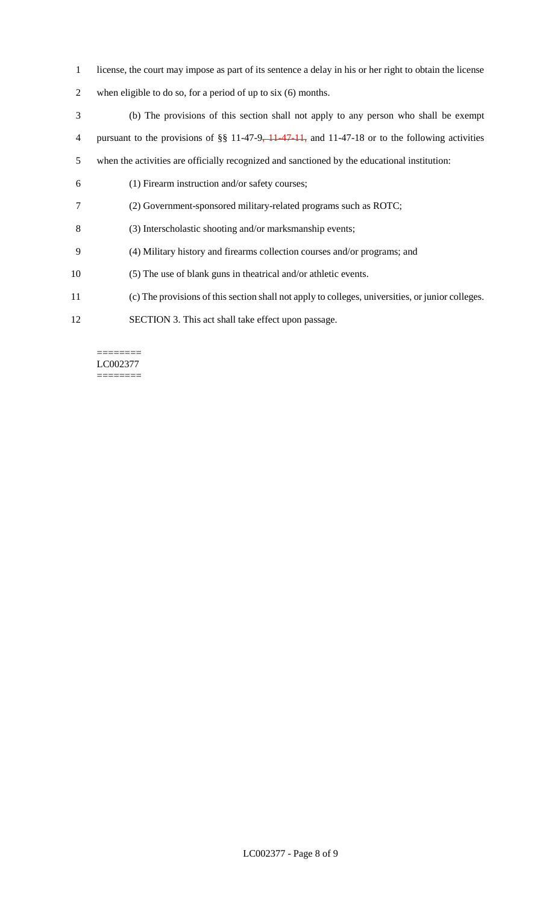license, the court may impose as part of its sentence a delay in his or her right to obtain the license when eligible to do so, for a period of up to six (6) months.

(b) The provisions of this section shall not apply to any person who shall be exempt pursuant to the provisions of §§ 11-47-9~~, 11-47-11,~~ and 11-47-18 or to the following activities when the activities are officially recognized and sanctioned by the educational institution:

(1) Firearm instruction and/or safety courses;

(2) Government-sponsored military-related programs such as ROTC;

(3) Interscholastic shooting and/or marksmanship events;

(4) Military history and firearms collection courses and/or programs; and

(5) The use of blank guns in theatrical and/or athletic events.

(c) The provisions of this section shall not apply to colleges, universities, or junior colleges.

SECTION 3. This act shall take effect upon passage.

========
LC002377
========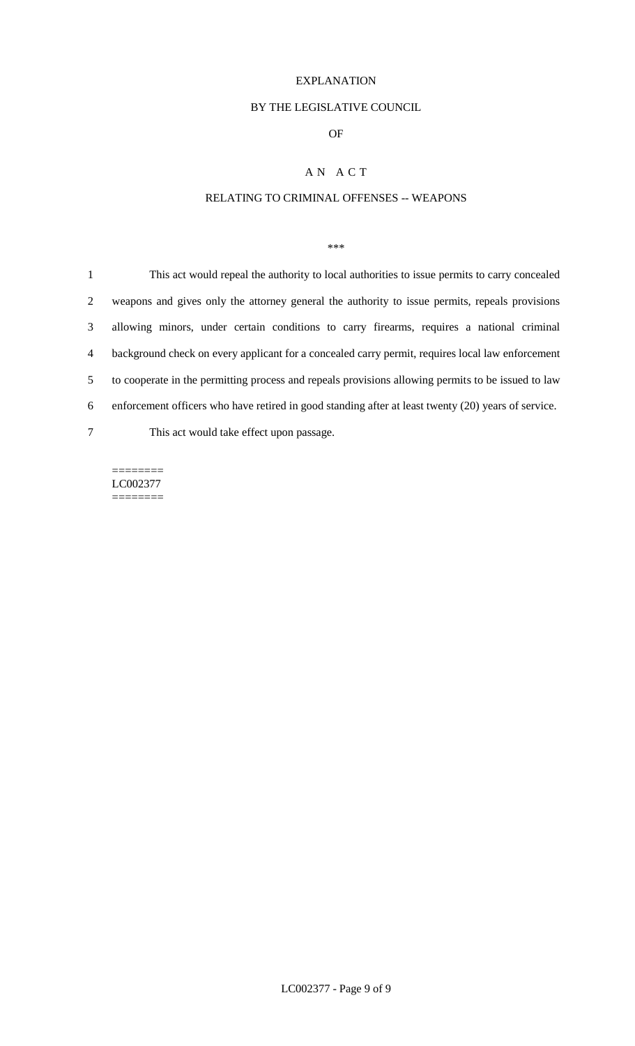EXPLANATION

BY THE LEGISLATIVE COUNCIL

OF

A N A C T

RELATING TO CRIMINAL OFFENSES -- WEAPONS

\*\*\*

This act would repeal the authority to local authorities to issue permits to carry concealed weapons and gives only the attorney general the authority to issue permits, repeals provisions allowing minors, under certain conditions to carry firearms, requires a national criminal background check on every applicant for a concealed carry permit, requires local law enforcement to cooperate in the permitting process and repeals provisions allowing permits to be issued to law enforcement officers who have retired in good standing after at least twenty (20) years of service.

This act would take effect upon passage.

========
LC002377
========